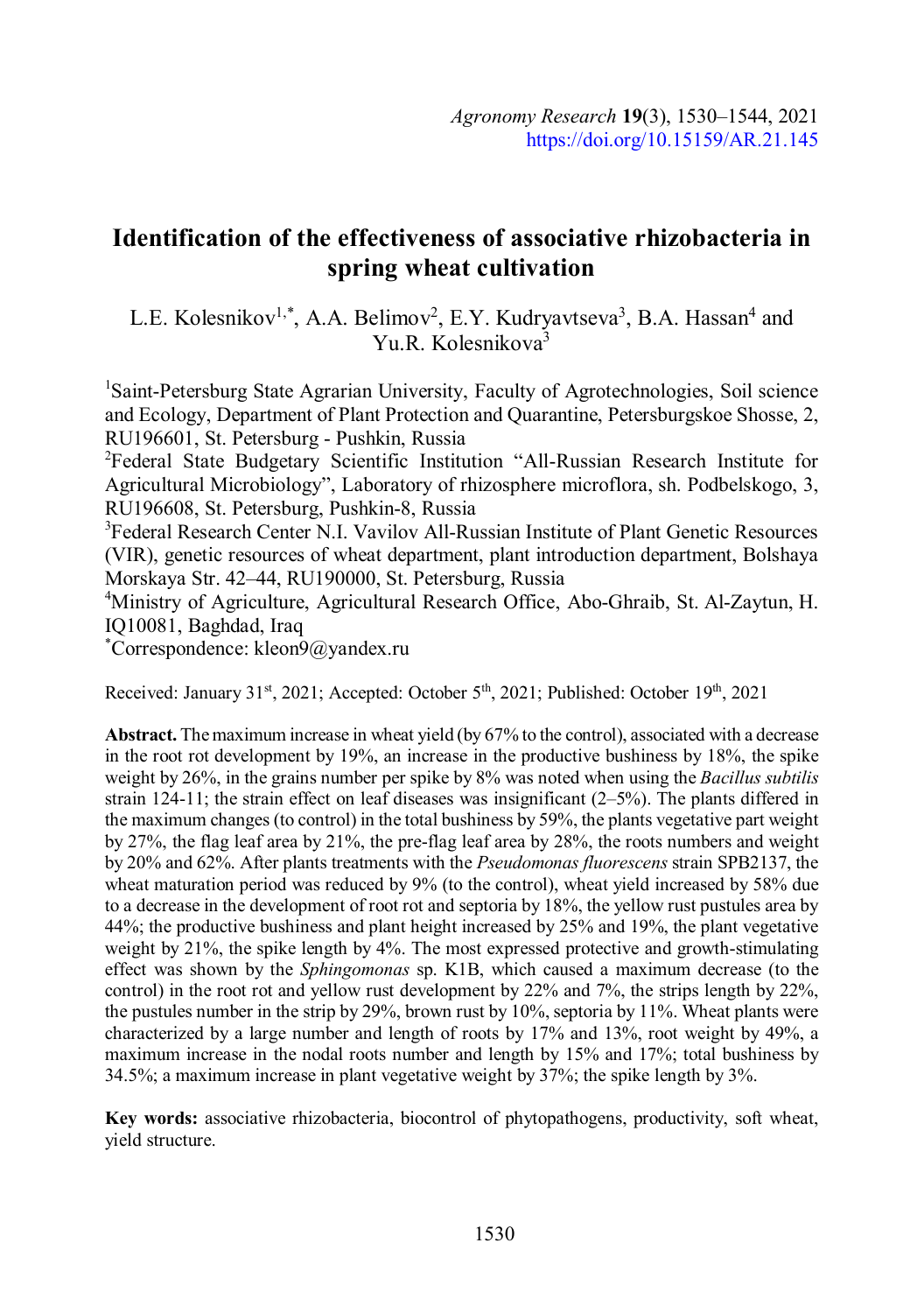# Identification of the effectiveness of associative rhizobacteria in spring wheat cultivation

L.E. Kolesnikov[1,*], A.A. Belimov[2], E.Y. Kudryavtseva[3], B.A. Hassan[4] and Yu.R. Kolesnikova[3]

[1]Saint-Petersburg State Agrarian University, Faculty of Agrotechnologies, Soil science and Ecology, Department of Plant Protection and Quarantine, Petersburgskoe Shosse, 2, RU196601, St. Petersburg - Pushkin, Russia

[2]Federal State Budgetary Scientific Institution "All-Russian Research Institute for Agricultural Microbiology", Laboratory of rhizosphere microflora, sh. Podbelskogo, 3, RU196608, St. Petersburg, Pushkin-8, Russia

[3]Federal Research Center N.I. Vavilov All-Russian Institute of Plant Genetic Resources (VIR), genetic resources of wheat department, plant introduction department, Bolshaya Morskaya Str. 42–44, RU190000, St. Petersburg, Russia

[4]Ministry of Agriculture, Agricultural Research Office, Abo-Ghraib, St. Al-Zaytun, H. IQ10081, Baghdad, Iraq

[*]Correspondence: kleon9@yandex.ru

Received: January 31st, 2021; Accepted: October 5th, 2021; Published: October 19th, 2021

**Abstract.** The maximum increase in wheat yield (by 67% to the control), associated with a decrease in the root rot development by 19%, an increase in the productive bushiness by 18%, the spike weight by 26%, in the grains number per spike by 8% was noted when using the *Bacillus subtilis* strain 124-11; the strain effect on leaf diseases was insignificant (2–5%). The plants differed in the maximum changes (to control) in the total bushiness by 59%, the plants vegetative part weight by 27%, the flag leaf area by 21%, the pre-flag leaf area by 28%, the roots numbers and weight by 20% and 62%. After plants treatments with the *Pseudomonas fluorescens* strain SPB2137, the wheat maturation period was reduced by 9% (to the control), wheat yield increased by 58% due to a decrease in the development of root rot and septoria by 18%, the yellow rust pustules area by 44%; the productive bushiness and plant height increased by 25% and 19%, the plant vegetative weight by 21%, the spike length by 4%. The most expressed protective and growth-stimulating effect was shown by the *Sphingomonas* sp. K1B, which caused a maximum decrease (to the control) in the root rot and yellow rust development by 22% and 7%, the strips length by 22%, the pustules number in the strip by 29%, brown rust by 10%, septoria by 11%. Wheat plants were characterized by a large number and length of roots by 17% and 13%, root weight by 49%, a maximum increase in the nodal roots number and length by 15% and 17%; total bushiness by 34.5%; a maximum increase in plant vegetative weight by 37%; the spike length by 3%.

**Key words:** associative rhizobacteria, biocontrol of phytopathogens, productivity, soft wheat, yield structure.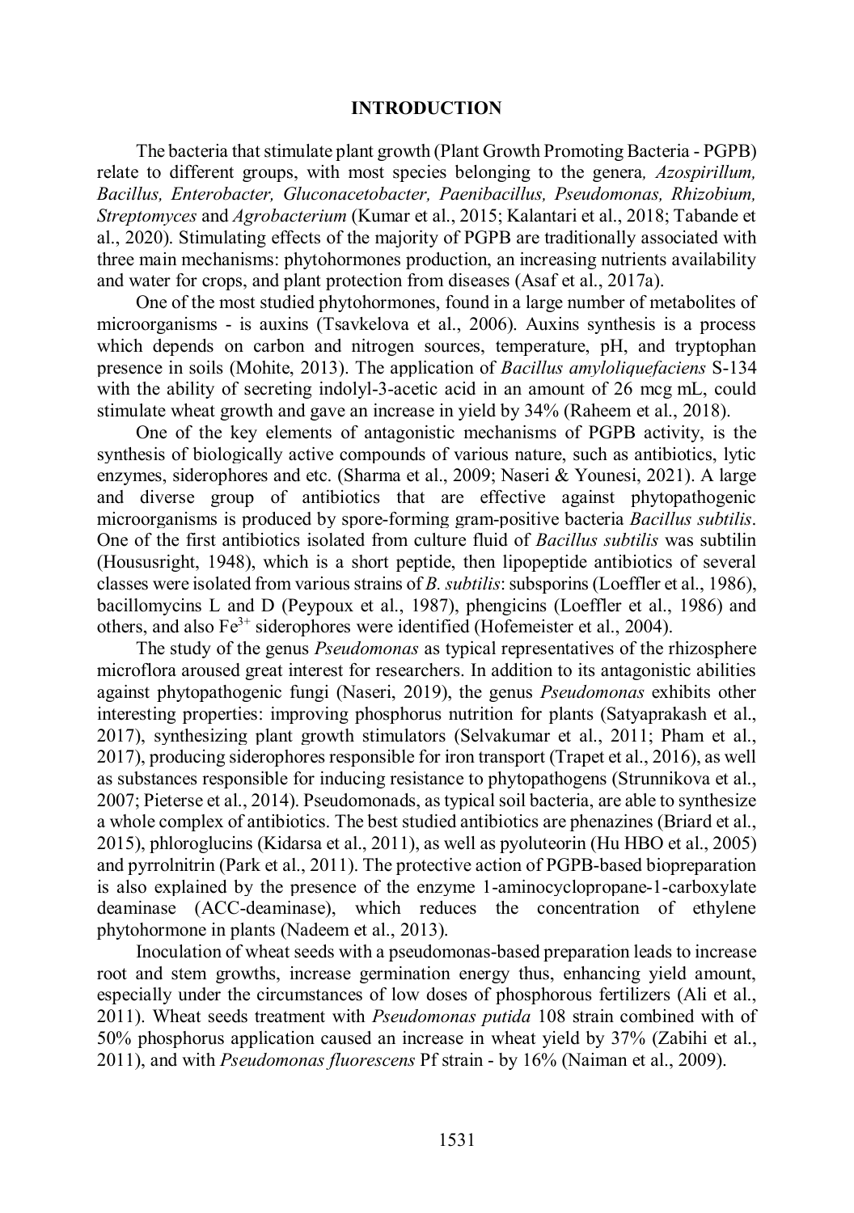## INTRODUCTION

The bacteria that stimulate plant growth (Plant Growth Promoting Bacteria - PGPB) relate to different groups, with most species belonging to the genera*, Azospirillum, Bacillus, Enterobacter, Gluconacetobacter, Paenibacillus, Pseudomonas, Rhizobium, Streptomyces* and *Agrobacterium* (Kumar et al., 2015; Kalantari et al., 2018; Tabande et al., 2020). Stimulating effects of the majority of PGPB are traditionally associated with three main mechanisms: phytohormones production, an increasing nutrients availability and water for crops, and plant protection from diseases (Asaf et al., 2017a).

One of the most studied phytohormones, found in a large number of metabolites of microorganisms - is auxins (Tsavkelova et al., 2006). Auxins synthesis is a process which depends on carbon and nitrogen sources, temperature, pH, and tryptophan presence in soils (Mohite, 2013). The application of *Bacillus amyloliquefaciens* S-134 with the ability of secreting indolyl-3-acetic acid in an amount of 26 mcg mL, could stimulate wheat growth and gave an increase in yield by 34% (Raheem et al., 2018).

One of the key elements of antagonistic mechanisms of PGPB activity, is the synthesis of biologically active compounds of various nature, such as antibiotics, lytic enzymes, siderophores and etc. (Sharma et al., 2009; Naseri & Younesi, 2021). A large and diverse group of antibiotics that are effective against phytopathogenic microorganisms is produced by spore-forming gram-positive bacteria *Bacillus subtilis*. One of the first antibiotics isolated from culture fluid of *Bacillus subtilis* was subtilin (Housusright, 1948), which is a short peptide, then lipopeptide antibiotics of several classes were isolated from various strains of *B. subtilis*: subsporins (Loeffler et al., 1986), bacillomycins L and D (Peypoux et al., 1987), phengicins (Loeffler et al., 1986) and others, and also $Fe^{3+}$ siderophores were identified (Hofemeister et al., 2004).

The study of the genus *Pseudomonas* as typical representatives of the rhizosphere microflora aroused great interest for researchers. In addition to its antagonistic abilities against phytopathogenic fungi (Naseri, 2019), the genus *Pseudomonas* exhibits other interesting properties: improving phosphorus nutrition for plants (Satyaprakash et al., 2017), synthesizing plant growth stimulators (Selvakumar et al., 2011; Pham et al., 2017), producing siderophores responsible for iron transport (Trapet et al., 2016), as well as substances responsible for inducing resistance to phytopathogens (Strunnikova et al., 2007; Pieterse et al., 2014). Pseudomonads, as typical soil bacteria, are able to synthesize a whole complex of antibiotics. The best studied antibiotics are phenazines (Briard et al., 2015), phloroglucins (Kidarsa et al., 2011), as well as pyoluteorin (Hu HBO et al., 2005) and pyrrolnitrin (Park et al., 2011). The protective action of PGPB-based biopreparation is also explained by the presence of the enzyme 1-aminocyclopropane-1-carboxylate deaminase (ACC-deaminase), which reduces the concentration of ethylene phytohormone in plants (Nadeem et al., 2013).

Inoculation of wheat seeds with a pseudomonas-based preparation leads to increase root and stem growths, increase germination energy thus, enhancing yield amount, especially under the circumstances of low doses of phosphorous fertilizers (Ali et al., 2011). Wheat seeds treatment with *Pseudomonas putida* 108 strain combined with of 50% phosphorus application caused an increase in wheat yield by 37% (Zabihi et al., 2011), and with *Pseudomonas fluorescens* Pf strain - by 16% (Naiman et al., 2009).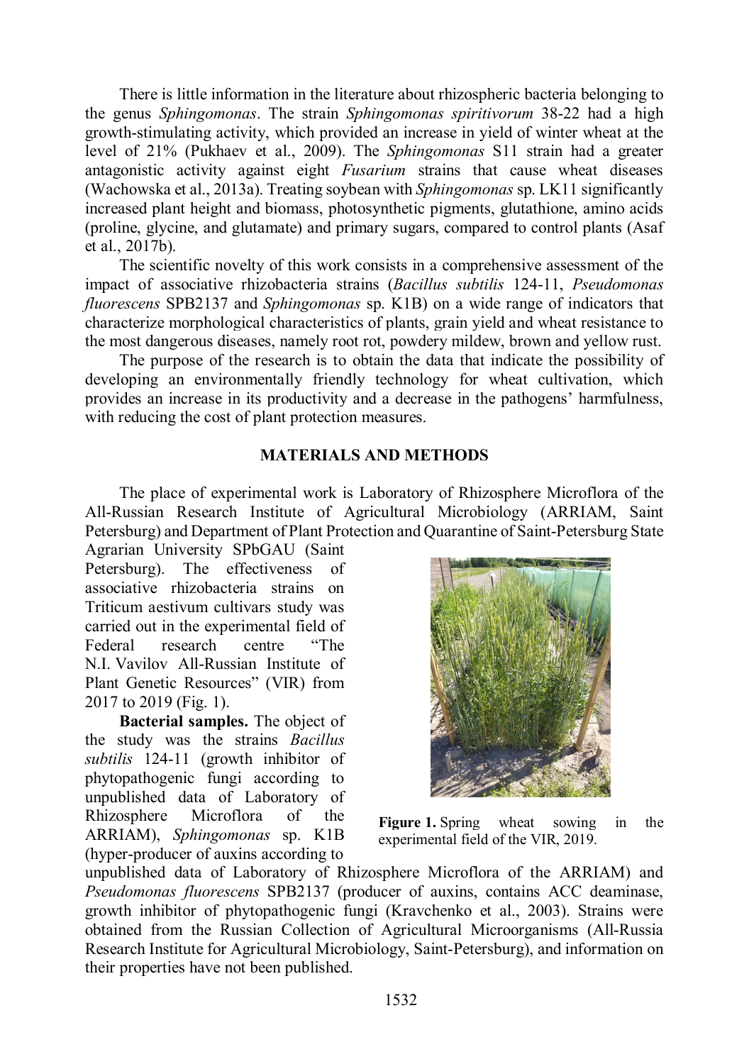There is little information in the literature about rhizospheric bacteria belonging to the genus *Sphingomonas*. The strain *Sphingomonas spiritivorum* 38-22 had a high growth-stimulating activity, which provided an increase in yield of winter wheat at the level of 21% (Pukhaev et al., 2009). The *Sphingomonas* S11 strain had a greater antagonistic activity against eight *Fusarium* strains that cause wheat diseases (Wachowska et al., 2013a). Treating soybean with *Sphingomonas* sp. LK11 significantly increased plant height and biomass, photosynthetic pigments, glutathione, amino acids (proline, glycine, and glutamate) and primary sugars, compared to control plants (Asaf et al., 2017b).

The scientific novelty of this work consists in a comprehensive assessment of the impact of associative rhizobacteria strains (*Bacillus subtilis* 124-11, *Pseudomonas fluorescens* SPB2137 and *Sphingomonas* sp. K1B) on a wide range of indicators that characterize morphological characteristics of plants, grain yield and wheat resistance to the most dangerous diseases, namely root rot, powdery mildew, brown and yellow rust.

The purpose of the research is to obtain the data that indicate the possibility of developing an environmentally friendly technology for wheat cultivation, which provides an increase in its productivity and a decrease in the pathogens' harmfulness, with reducing the cost of plant protection measures.

## MATERIALS AND METHODS

The place of experimental work is Laboratory of Rhizosphere Microflora of the All-Russian Research Institute of Agricultural Microbiology (ARRIAM, Saint Petersburg) and Department of Plant Protection and Quarantine of Saint-Petersburg State Agrarian University SPbGAU (Saint Petersburg). The effectiveness of associative rhizobacteria strains on Triticum aestivum cultivars study was carried out in the experimental field of Federal research centre "The N.I. Vavilov All-Russian Institute of Plant Genetic Resources" (VIR) from 2017 to 2019 (Fig. 1).

**Figure 1.** Spring wheat sowing in the experimental field of the VIR, 2019.

**Bacterial samples.** The object of the study was the strains *Bacillus subtilis* 124-11 (growth inhibitor of phytopathogenic fungi according to unpublished data of Laboratory of Rhizosphere Microflora of the ARRIAM), *Sphingomonas* sp. K1B (hyper-producer of auxins according to unpublished data of Laboratory of Rhizosphere Microflora of the ARRIAM) and *Pseudomonas fluorescens* SPB2137 (producer of auxins, contains ACC deaminase, growth inhibitor of phytopathogenic fungi (Kravchenko et al., 2003). Strains were obtained from the Russian Collection of Agricultural Microorganisms (All-Russia Research Institute for Agricultural Microbiology, Saint-Petersburg), and information on their properties have not been published.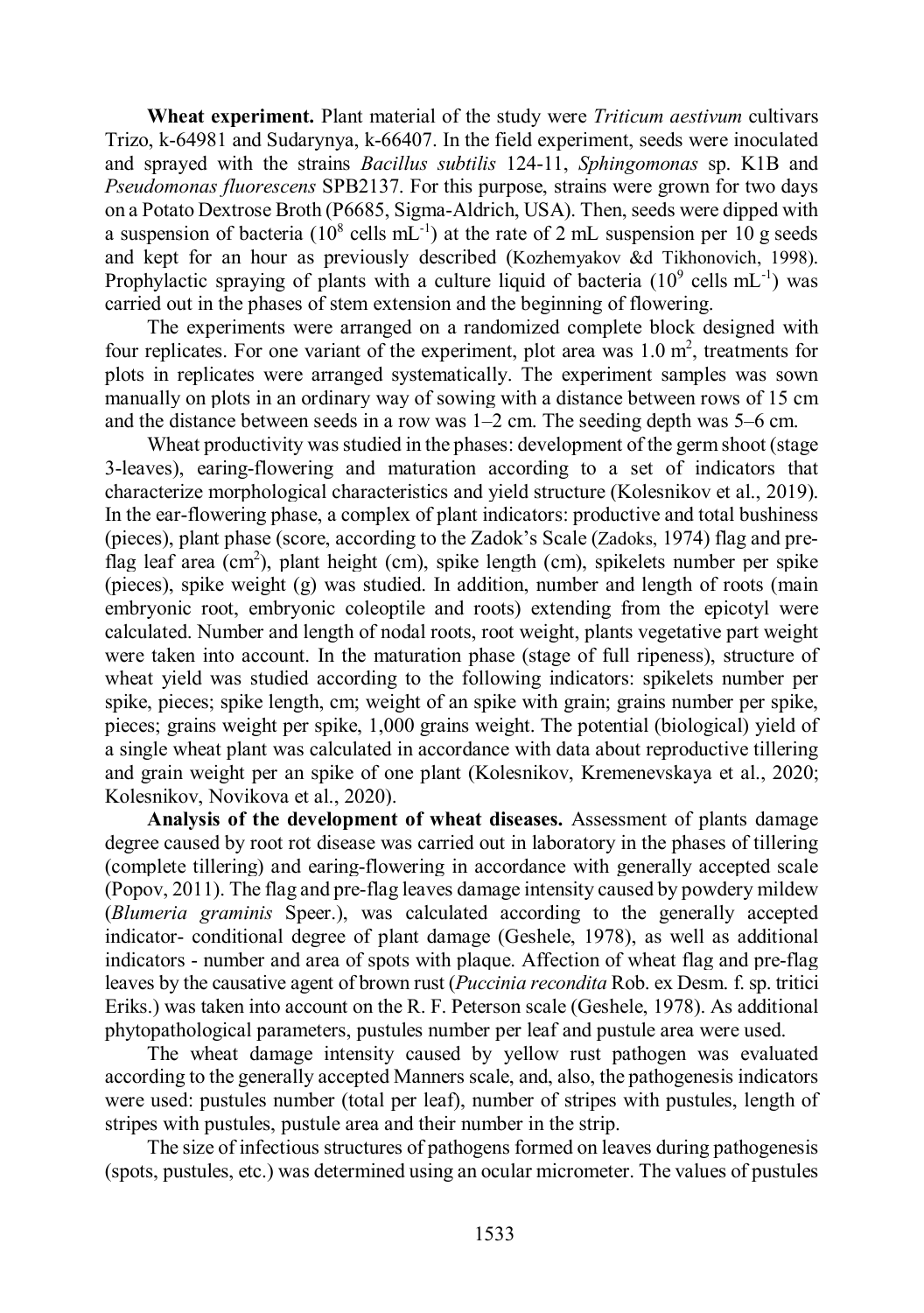**Wheat experiment.** Plant material of the study were *Triticum aestivum* cultivars Trizo, k-64981 and Sudarynya, k-66407. In the field experiment, seeds were inoculated and sprayed with the strains *Bacillus subtilis* 124-11, *Sphingomonas* sp. K1B and *Pseudomonas fluorescens* SPB2137. For this purpose, strains were grown for two days on a Potato Dextrose Broth (P6685, Sigma-Aldrich, USA). Then, seeds were dipped with a suspension of bacteria ($10^8$ cells mL$^{-1}$) at the rate of 2 mL suspension per 10 g seeds and kept for an hour as previously described (Kozhemyakov &d Tikhonovich, 1998). Prophylactic spraying of plants with a culture liquid of bacteria ($10^9$ cells mL$^{-1}$) was carried out in the phases of stem extension and the beginning of flowering.

The experiments were arranged on a randomized complete block designed with four replicates. For one variant of the experiment, plot area was 1.0 m$^2$, treatments for plots in replicates were arranged systematically. The experiment samples was sown manually on plots in an ordinary way of sowing with a distance between rows of 15 cm and the distance between seeds in a row was 1–2 cm. The seeding depth was 5–6 cm.

Wheat productivity was studied in the phases: development of the germ shoot (stage 3-leaves), earing-flowering and maturation according to a set of indicators that characterize morphological characteristics and yield structure (Kolesnikov et al., 2019). In the ear-flowering phase, a complex of plant indicators: productive and total bushiness (pieces), plant phase (score, according to the Zadok's Scale (Zadoks, 1974) flag and pre-flag leaf area (cm$^2$), plant height (cm), spike length (cm), spikelets number per spike (pieces), spike weight (g) was studied. In addition, number and length of roots (main embryonic root, embryonic coleoptile and roots) extending from the epicotyl were calculated. Number and length of nodal roots, root weight, plants vegetative part weight were taken into account. In the maturation phase (stage of full ripeness), structure of wheat yield was studied according to the following indicators: spikelets number per spike, pieces; spike length, cm; weight of an spike with grain; grains number per spike, pieces; grains weight per spike, 1,000 grains weight. The potential (biological) yield of a single wheat plant was calculated in accordance with data about reproductive tillering and grain weight per an spike of one plant (Kolesnikov, Kremenevskaya et al., 2020; Kolesnikov, Novikova et al., 2020).

**Analysis of the development of wheat diseases.** Assessment of plants damage degree caused by root rot disease was carried out in laboratory in the phases of tillering (complete tillering) and earing-flowering in accordance with generally accepted scale (Popov, 2011). The flag and pre-flag leaves damage intensity caused by powdery mildew (*Blumeria graminis* Speer.), was calculated according to the generally accepted indicator- conditional degree of plant damage (Geshele, 1978), as well as additional indicators - number and area of spots with plaque. Affection of wheat flag and pre-flag leaves by the causative agent of brown rust (*Puccinia recondita* Rob. ex Desm. f. sp. tritici Eriks.) was taken into account on the R. F. Peterson scale (Geshele, 1978). As additional phytopathological parameters, pustules number per leaf and pustule area were used.

The wheat damage intensity caused by yellow rust pathogen was evaluated according to the generally accepted Manners scale, and, also, the pathogenesis indicators were used: pustules number (total per leaf), number of stripes with pustules, length of stripes with pustules, pustule area and their number in the strip.

The size of infectious structures of pathogens formed on leaves during pathogenesis (spots, pustules, etc.) was determined using an ocular micrometer. The values of pustules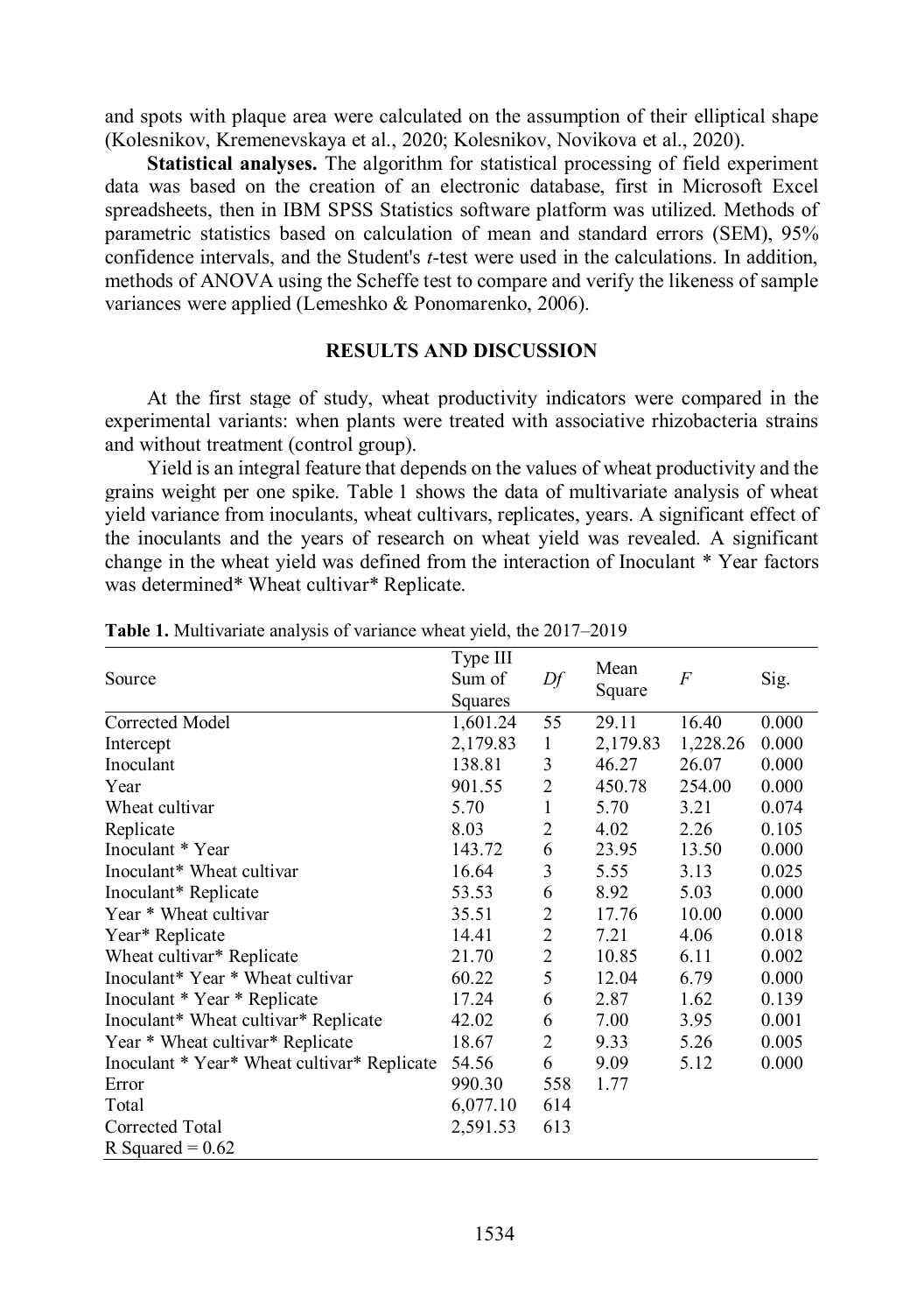and spots with plaque area were calculated on the assumption of their elliptical shape (Kolesnikov, Kremenevskaya et al., 2020; Kolesnikov, Novikova et al., 2020).

**Statistical analyses.** The algorithm for statistical processing of field experiment data was based on the creation of an electronic database, first in Microsoft Excel spreadsheets, then in IBM SPSS Statistics software platform was utilized. Methods of parametric statistics based on calculation of mean and standard errors (SEM), 95% confidence intervals, and the Student's *t*-test were used in the calculations. In addition, methods of ANOVA using the Scheffe test to compare and verify the likeness of sample variances were applied (Lemeshko & Ponomarenko, 2006).

## RESULTS AND DISCUSSION

At the first stage of study, wheat productivity indicators were compared in the experimental variants: when plants were treated with associative rhizobacteria strains and without treatment (control group).

Yield is an integral feature that depends on the values of wheat productivity and the grains weight per one spike. Table 1 shows the data of multivariate analysis of wheat yield variance from inoculants, wheat cultivars, replicates, years. A significant effect of the inoculants and the years of research on wheat yield was revealed. A significant change in the wheat yield was defined from the interaction of Inoculant * Year factors was determined* Wheat cultivar* Replicate.

**Table 1.** Multivariate analysis of variance wheat yield, the 2017–2019

| Source | Type III Sum of Squares | *Df* | Mean Square | *F* | Sig. |
|---|---|---|---|---|---|
| Corrected Model | 1,601.24 | 55 | 29.11 | 16.40 | 0.000 |
| Intercept | 2,179.83 | 1 | 2,179.83 | 1,228.26 | 0.000 |
| Inoculant | 138.81 | 3 | 46.27 | 26.07 | 0.000 |
| Year | 901.55 | 2 | 450.78 | 254.00 | 0.000 |
| Wheat cultivar | 5.70 | 1 | 5.70 | 3.21 | 0.074 |
| Replicate | 8.03 | 2 | 4.02 | 2.26 | 0.105 |
| Inoculant * Year | 143.72 | 6 | 23.95 | 13.50 | 0.000 |
| Inoculant* Wheat cultivar | 16.64 | 3 | 5.55 | 3.13 | 0.025 |
| Inoculant* Replicate | 53.53 | 6 | 8.92 | 5.03 | 0.000 |
| Year * Wheat cultivar | 35.51 | 2 | 17.76 | 10.00 | 0.000 |
| Year* Replicate | 14.41 | 2 | 7.21 | 4.06 | 0.018 |
| Wheat cultivar* Replicate | 21.70 | 2 | 10.85 | 6.11 | 0.002 |
| Inoculant* Year * Wheat cultivar | 60.22 | 5 | 12.04 | 6.79 | 0.000 |
| Inoculant * Year * Replicate | 17.24 | 6 | 2.87 | 1.62 | 0.139 |
| Inoculant* Wheat cultivar* Replicate | 42.02 | 6 | 7.00 | 3.95 | 0.001 |
| Year * Wheat cultivar* Replicate | 18.67 | 2 | 9.33 | 5.26 | 0.005 |
| Inoculant * Year* Wheat cultivar* Replicate | 54.56 | 6 | 9.09 | 5.12 | 0.000 |
| Error | 990.30 | 558 | 1.77 | | |
| Total | 6,077.10 | 614 | | | |
| Corrected Total | 2,591.53 | 613 | | | |
| R Squared = 0.62 | | | | | |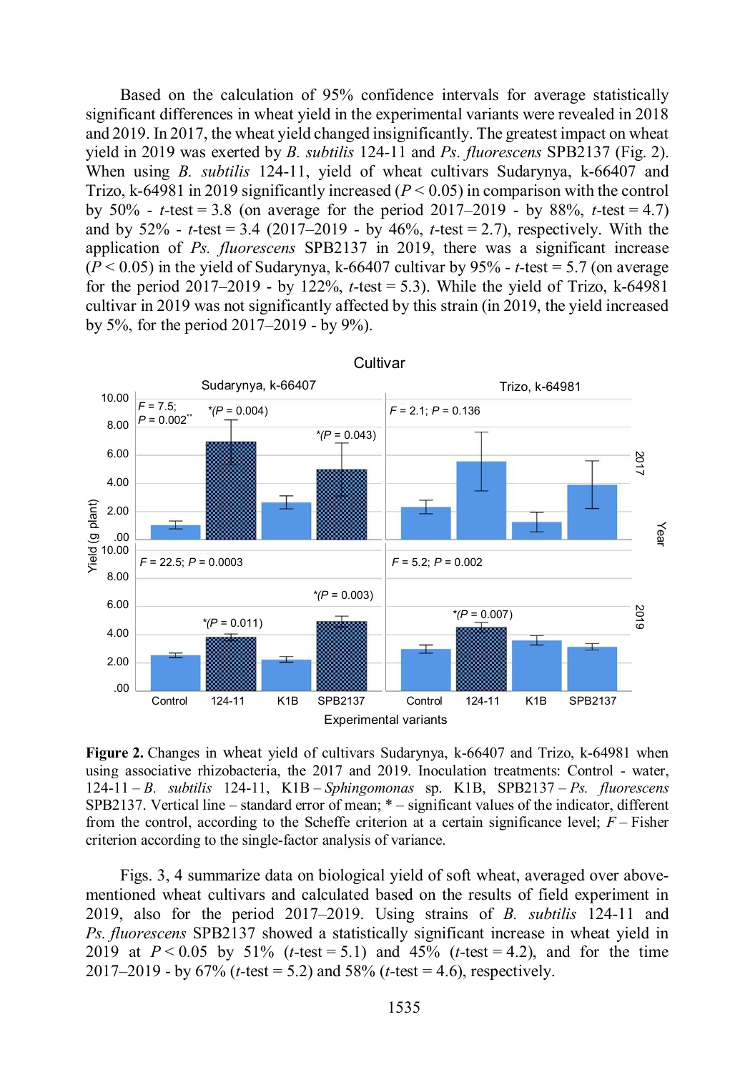Based on the calculation of 95% confidence intervals for average statistically significant differences in wheat yield in the experimental variants were revealed in 2018 and 2019. In 2017, the wheat yield changed insignificantly. The greatest impact on wheat yield in 2019 was exerted by *B. subtilis* 124-11 and *Ps. fluorescens* SPB2137 (Fig. 2). When using *B. subtilis* 124-11, yield of wheat cultivars Sudarynya, k-66407 and Trizo, k-64981 in 2019 significantly increased ($P < 0.05$) in comparison with the control by 50% - $t$-test = 3.8 (on average for the period 2017–2019 - by 88%, $t$-test = 4.7) and by 52% - $t$-test = 3.4 (2017–2019 - by 46%, $t$-test = 2.7), respectively. With the application of *Ps. fluorescens* SPB2137 in 2019, there was a significant increase ($P < 0.05$) in the yield of Sudarynya, k-66407 cultivar by 95% - $t$-test = 5.7 (on average for the period 2017–2019 - by 122%, $t$-test = 5.3). While the yield of Trizo, k-64981 cultivar in 2019 was not significantly affected by this strain (in 2019, the yield increased by 5%, for the period 2017–2019 - by 9%).

**Figure 2.** Changes in wheat yield of cultivars Sudarynya, k-66407 and Trizo, k-64981 when using associative rhizobacteria, the 2017 and 2019. Inoculation treatments: Control - water, 124-11 – *B. subtilis* 124-11, K1B – *Sphingomonas* sp. K1B, SPB2137 – *Ps. fluorescens* SPB2137. Vertical line – standard error of mean; * – significant values of the indicator, different from the control, according to the Scheffe criterion at a certain significance level; $F$ – Fisher criterion according to the single-factor analysis of variance.

Figs. 3, 4 summarize data on biological yield of soft wheat, averaged over above-mentioned wheat cultivars and calculated based on the results of field experiment in 2019, also for the period 2017–2019. Using strains of *B. subtilis* 124-11 and *Ps. fluorescens* SPB2137 showed a statistically significant increase in wheat yield in 2019 at $P < 0.05$ by 51% ($t$-test = 5.1) and 45% ($t$-test = 4.2), and for the time 2017–2019 - by 67% ($t$-test = 5.2) and 58% ($t$-test = 4.6), respectively.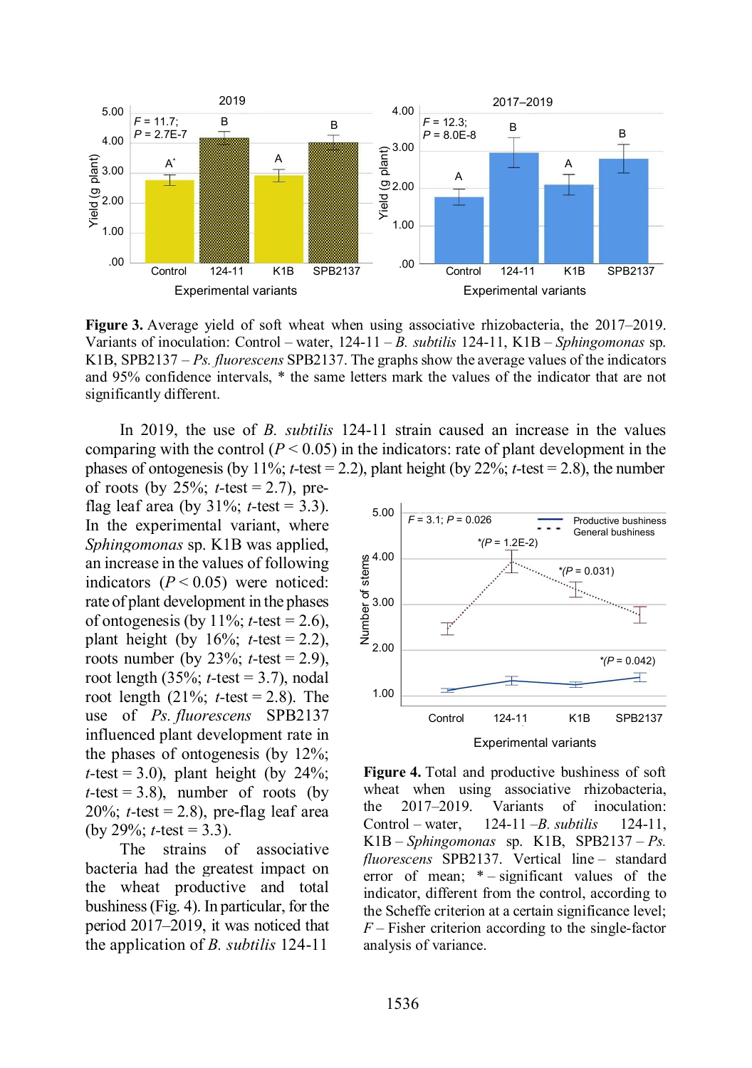**Figure 3.** Average yield of soft wheat when using associative rhizobacteria, the 2017–2019. Variants of inoculation: Control – water, 124-11 – *B. subtilis* 124-11, K1B – *Sphingomonas* sp. K1B, SPB2137 – *Ps. fluorescens* SPB2137. The graphs show the average values of the indicators and 95% confidence intervals, * the same letters mark the values of the indicator that are not significantly different.

In 2019, the use of *B. subtilis* 124-11 strain caused an increase in the values comparing with the control ($P < 0.05$) in the indicators: rate of plant development in the phases of ontogenesis (by 11%; *t*-test = 2.2), plant height (by 22%; *t*-test = 2.8), the number of roots (by 25%; *t*-test = 2.7), pre-flag leaf area (by 31%; *t*-test = 3.3). In the experimental variant, where *Sphingomonas* sp. K1B was applied, an increase in the values of following indicators ($P < 0.05$) were noticed: rate of plant development in the phases of ontogenesis (by 11%; *t*-test = 2.6), plant height (by 16%; *t*-test = 2.2), roots number (by 23%; *t*-test = 2.9), root length (35%; *t*-test = 3.7), nodal root length (21%; *t*-test = 2.8). The use of *Ps. fluorescens* SPB2137 influenced plant development rate in the phases of ontogenesis (by 12%; *t*-test = 3.0), plant height (by 24%; *t*-test = 3.8), number of roots (by 20%; *t*-test = 2.8), pre-flag leaf area (by 29%; *t*-test = 3.3).

The strains of associative bacteria had the greatest impact on the wheat productive and total bushiness (Fig. 4). In particular, for the period 2017–2019, it was noticed that the application of *B. subtilis* 124-11

**Figure 4.** Total and productive bushiness of soft wheat when using associative rhizobacteria, the 2017–2019. Variants of inoculation: Control – water, 124-11 –*B. subtilis* 124-11, K1B – *Sphingomonas* sp. K1B, SPB2137 – *Ps. fluorescens* SPB2137. Vertical line – standard error of mean; * – significant values of the indicator, different from the control, according to the Scheffe criterion at a certain significance level; *F* – Fisher criterion according to the single-factor analysis of variance.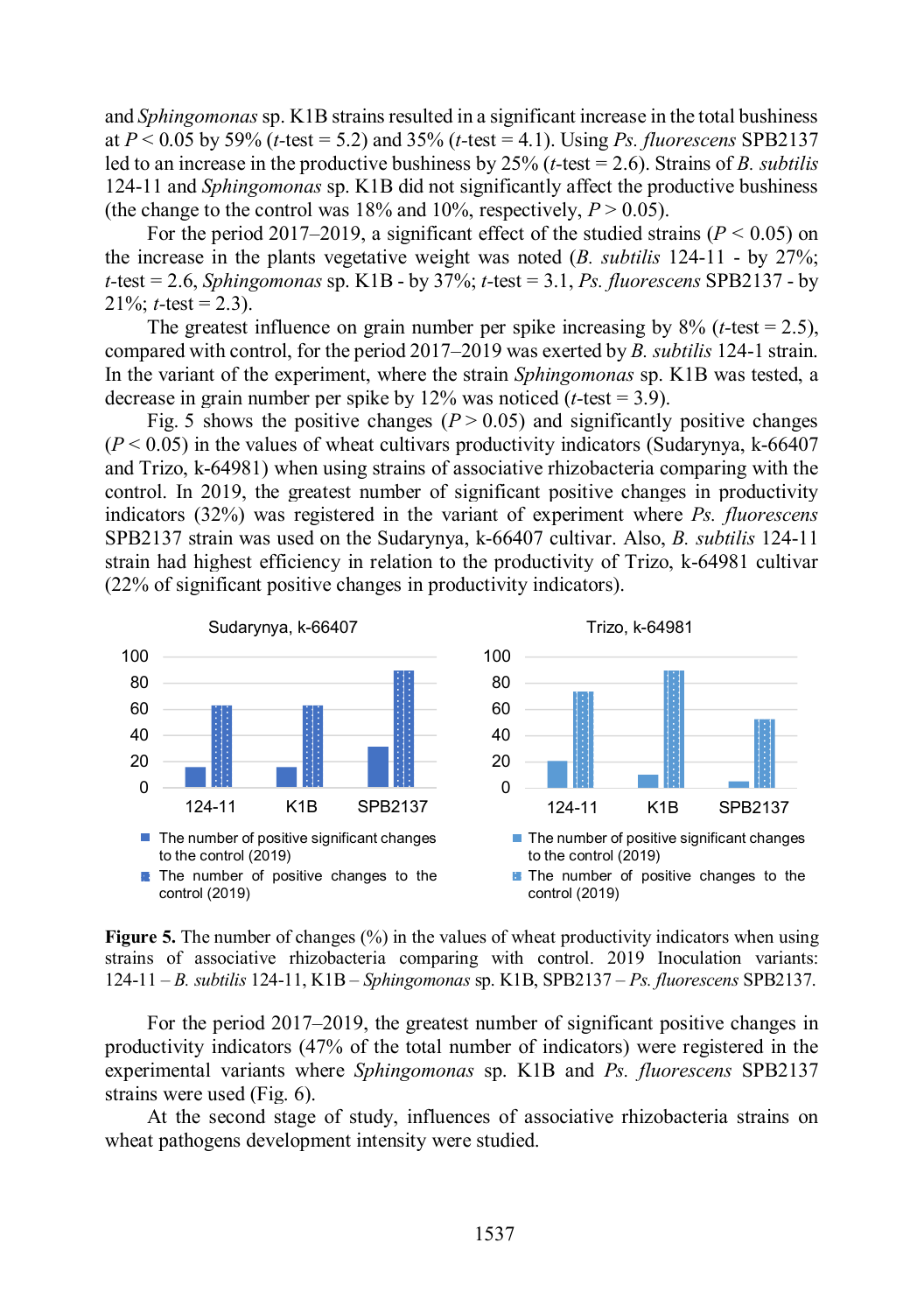and *Sphingomonas* sp. K1B strains resulted in a significant increase in the total bushiness at $P < 0.05$ by 59% ($t$-test = 5.2) and 35% ($t$-test = 4.1). Using *Ps. fluorescens* SPB2137 led to an increase in the productive bushiness by 25% ($t$-test = 2.6). Strains of *B. subtilis* 124-11 and *Sphingomonas* sp. K1B did not significantly affect the productive bushiness (the change to the control was 18% and 10%, respectively, $P > 0.05$).

For the period 2017–2019, a significant effect of the studied strains ($P < 0.05$) on the increase in the plants vegetative weight was noted (*B. subtilis* 124-11 - by 27%; $t$-test = 2.6, *Sphingomonas* sp. K1B - by 37%; $t$-test = 3.1, *Ps. fluorescens* SPB2137 - by 21%; $t$-test = 2.3).

The greatest influence on grain number per spike increasing by 8% ($t$-test = 2.5), compared with control, for the period 2017–2019 was exerted by *B. subtilis* 124-1 strain. In the variant of the experiment, where the strain *Sphingomonas* sp. K1B was tested, a decrease in grain number per spike by 12% was noticed ($t$-test = 3.9).

Fig. 5 shows the positive changes ($P > 0.05$) and significantly positive changes ($P < 0.05$) in the values of wheat cultivars productivity indicators (Sudarynya, k-66407 and Trizo, k-64981) when using strains of associative rhizobacteria comparing with the control. In 2019, the greatest number of significant positive changes in productivity indicators (32%) was registered in the variant of experiment where *Ps. fluorescens* SPB2137 strain was used on the Sudarynya, k-66407 cultivar. Also, *B. subtilis* 124-11 strain had highest efficiency in relation to the productivity of Trizo, k-64981 cultivar (22% of significant positive changes in productivity indicators).

**Figure 5.** The number of changes (%) in the values of wheat productivity indicators when using strains of associative rhizobacteria comparing with control. 2019 Inoculation variants: 124-11 – *B. subtilis* 124-11, K1B – *Sphingomonas* sp. K1B, SPB2137 – *Ps. fluorescens* SPB2137.

For the period 2017–2019, the greatest number of significant positive changes in productivity indicators (47% of the total number of indicators) were registered in the experimental variants where *Sphingomonas* sp. K1B and *Ps. fluorescens* SPB2137 strains were used (Fig. 6).

At the second stage of study, influences of associative rhizobacteria strains on wheat pathogens development intensity were studied.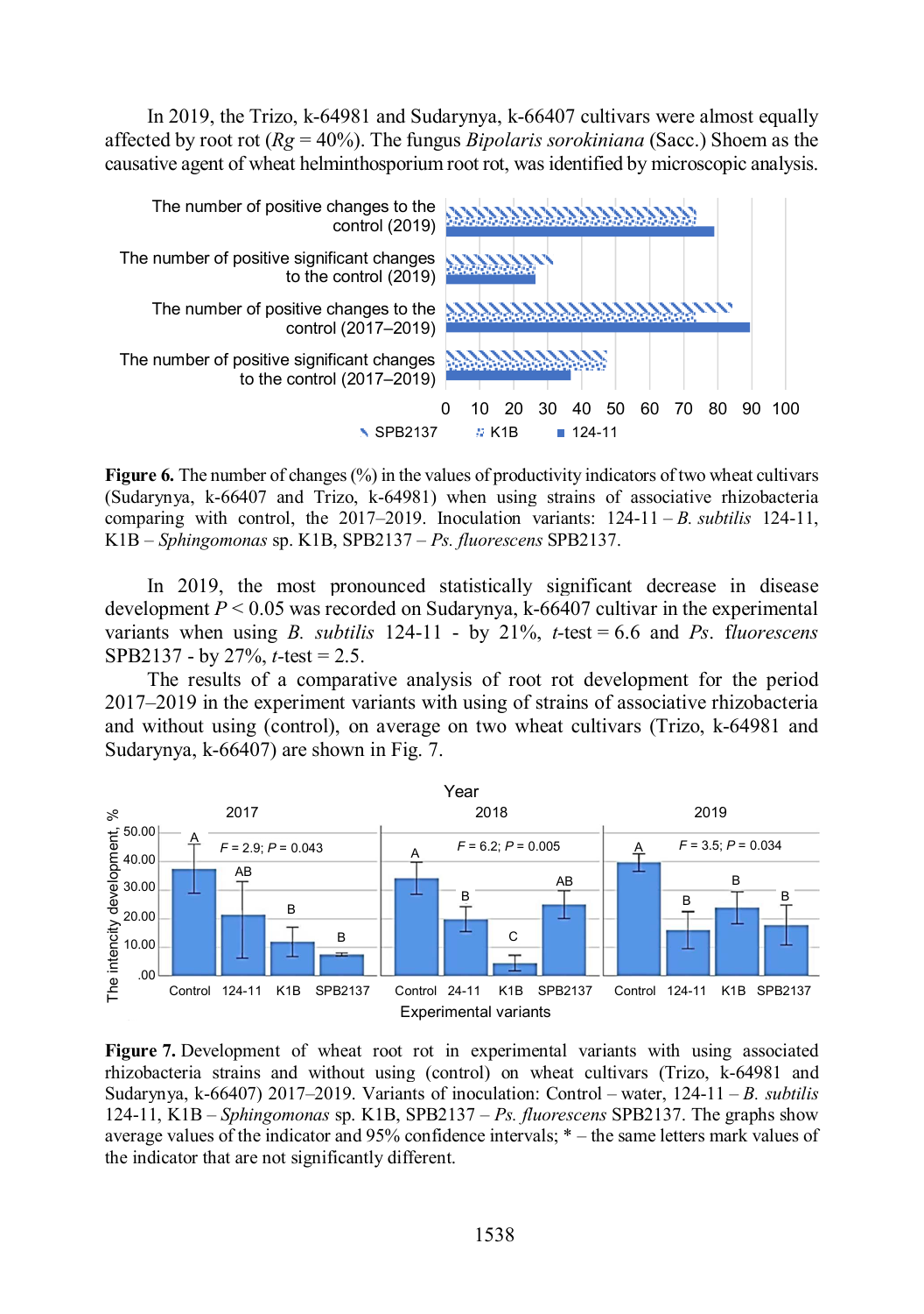In 2019, the Trizo, k-64981 and Sudarynya, k-66407 cultivars were almost equally affected by root rot ($Rg$ = 40%). The fungus *Bipolaris sorokiniana* (Sacc.) Shoem as the causative agent of wheat helminthosporium root rot, was identified by microscopic analysis.

**Figure 6.** The number of changes (%) in the values of productivity indicators of two wheat cultivars (Sudarynya, k-66407 and Trizo, k-64981) when using strains of associative rhizobacteria comparing with control, the 2017–2019. Inoculation variants: 124-11 – *B. subtilis* 124-11, K1B – *Sphingomonas* sp. K1B, SPB2137 – *Ps. fluorescens* SPB2137.

In 2019, the most pronounced statistically significant decrease in disease development $P < 0.05$ was recorded on Sudarynya, k-66407 cultivar in the experimental variants when using *B. subtilis* 124-11 - by 21%, *t*-test = 6.6 and *Ps. fluorescens* SPB2137 - by 27%, *t*-test = 2.5.

The results of a comparative analysis of root rot development for the period 2017–2019 in the experiment variants with using of strains of associative rhizobacteria and without using (control), on average on two wheat cultivars (Trizo, k-64981 and Sudarynya, k-66407) are shown in Fig. 7.

**Figure 7.** Development of wheat root rot in experimental variants with using associated rhizobacteria strains and without using (control) on wheat cultivars (Trizo, k-64981 and Sudarynya, k-66407) 2017–2019. Variants of inoculation: Control – water, 124-11 – *B. subtilis* 124-11, K1B – *Sphingomonas* sp. K1B, SPB2137 – *Ps. fluorescens* SPB2137. The graphs show average values of the indicator and 95% confidence intervals; * – the same letters mark values of the indicator that are not significantly different.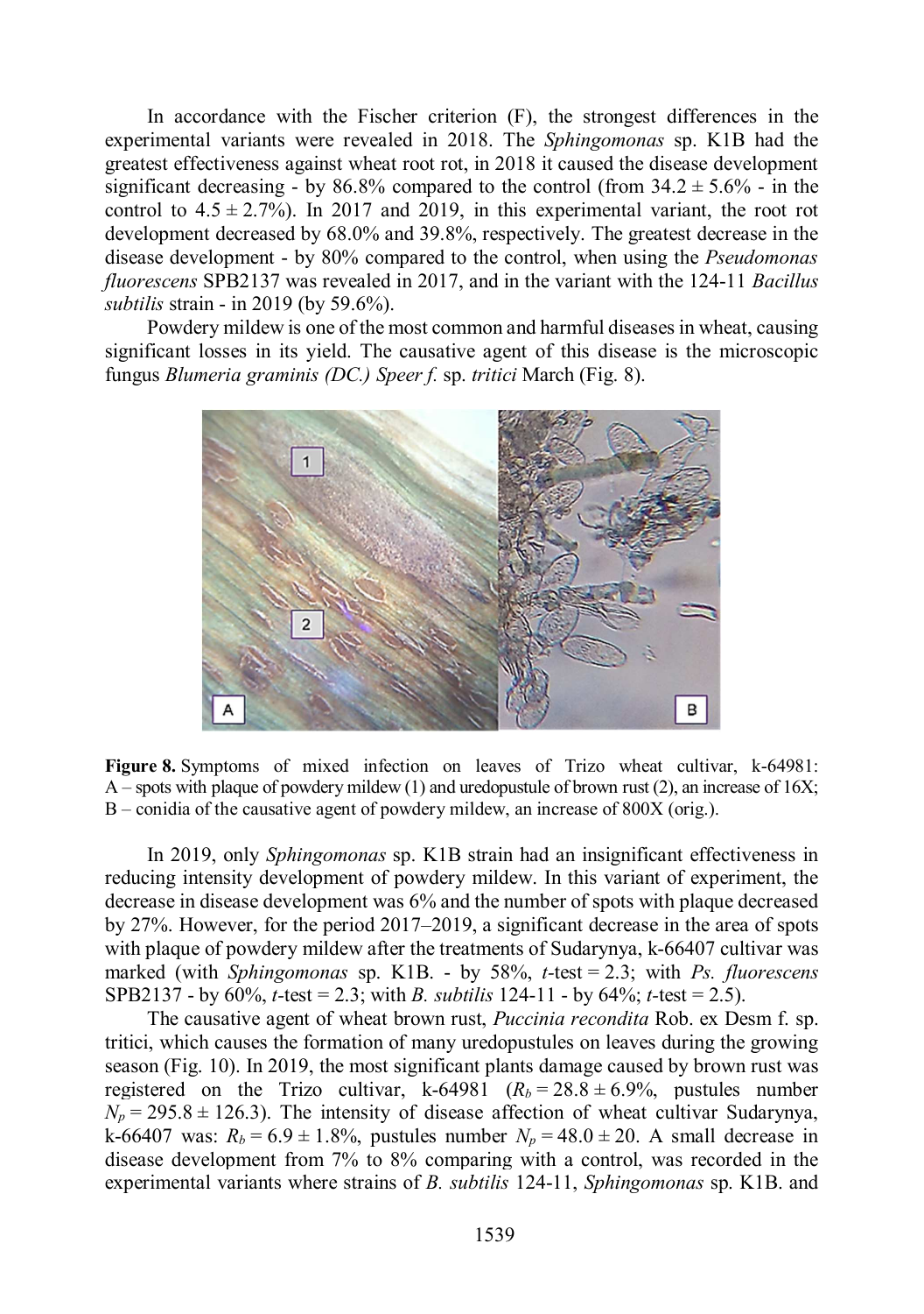In accordance with the Fischer criterion (F), the strongest differences in the experimental variants were revealed in 2018. The *Sphingomonas* sp. K1B had the greatest effectiveness against wheat root rot, in 2018 it caused the disease development significant decreasing - by 86.8% compared to the control (from 34.2 ± 5.6% - in the control to 4.5 ± 2.7%). In 2017 and 2019, in this experimental variant, the root rot development decreased by 68.0% and 39.8%, respectively. The greatest decrease in the disease development - by 80% compared to the control, when using the *Pseudomonas fluorescens* SPB2137 was revealed in 2017, and in the variant with the 124-11 *Bacillus subtilis* strain - in 2019 (by 59.6%).

Powdery mildew is one of the most common and harmful diseases in wheat, causing significant losses in its yield. The causative agent of this disease is the microscopic fungus *Blumeria graminis (DC.) Speer f.* sp. *tritici* March (Fig. 8).

**Figure 8.** Symptoms of mixed infection on leaves of Trizo wheat cultivar, k-64981: A – spots with plaque of powdery mildew (1) and uredopustule of brown rust (2), an increase of 16X; B – conidia of the causative agent of powdery mildew, an increase of 800X (orig.).

In 2019, only *Sphingomonas* sp. K1B strain had an insignificant effectiveness in reducing intensity development of powdery mildew. In this variant of experiment, the decrease in disease development was 6% and the number of spots with plaque decreased by 27%. However, for the period 2017–2019, a significant decrease in the area of spots with plaque of powdery mildew after the treatments of Sudarynya, k-66407 cultivar was marked (with *Sphingomonas* sp. K1B. - by 58%, *t*-test = 2.3; with *Ps. fluorescens* SPB2137 - by 60%, *t*-test = 2.3; with *B. subtilis* 124-11 - by 64%; *t*-test = 2.5).

The causative agent of wheat brown rust, *Puccinia recondita* Rob. ex Desm f. sp. tritici, which causes the formation of many uredopustules on leaves during the growing season (Fig. 10). In 2019, the most significant plants damage caused by brown rust was registered on the Trizo cultivar, k-64981 ($R_b$ = 28.8 ± 6.9%, pustules number $N_p$ = 295.8 ± 126.3). The intensity of disease affection of wheat cultivar Sudarynya, k-66407 was: $R_b$ = 6.9 ± 1.8%, pustules number $N_p$ = 48.0 ± 20. A small decrease in disease development from 7% to 8% comparing with a control, was recorded in the experimental variants where strains of *B. subtilis* 124-11, *Sphingomonas* sp. K1B. and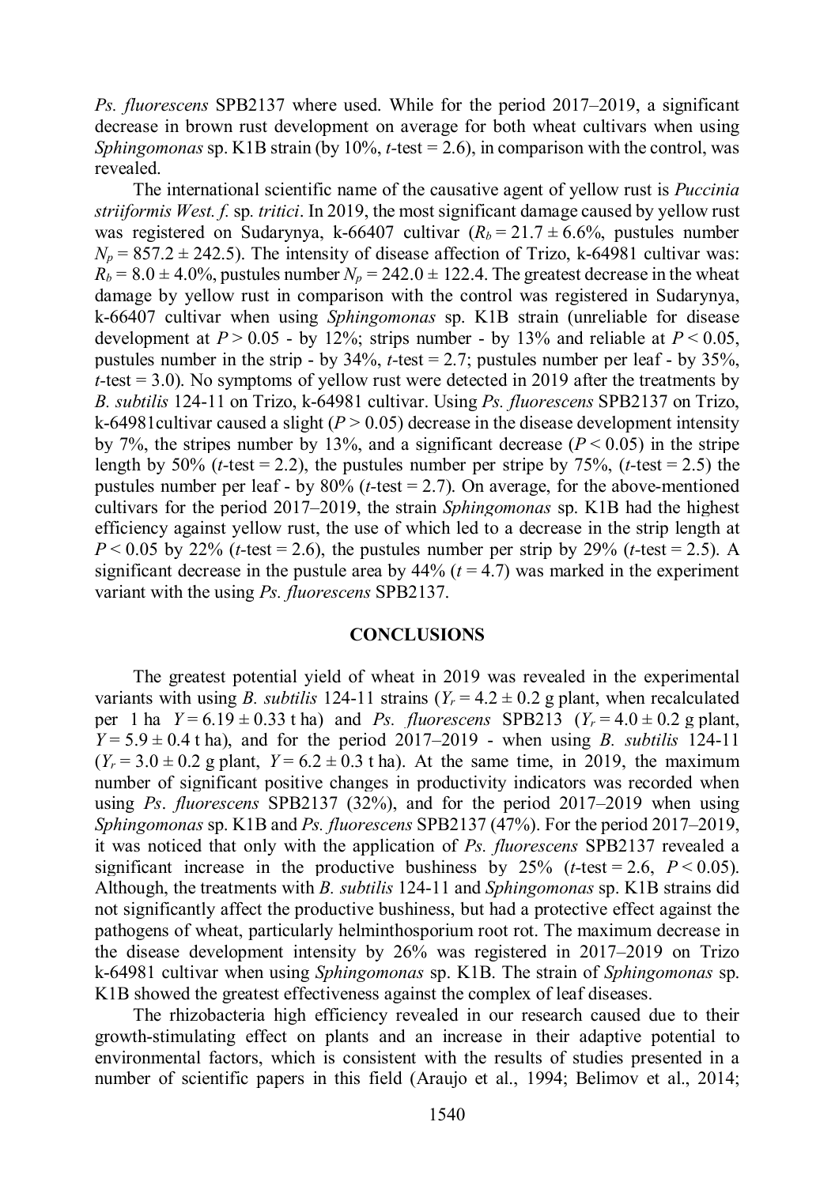*Ps. fluorescens* SPB2137 where used. While for the period 2017–2019, a significant decrease in brown rust development on average for both wheat cultivars when using *Sphingomonas* sp. K1B strain (by 10%, *t*-test = 2.6), in comparison with the control, was revealed.

The international scientific name of the causative agent of yellow rust is *Puccinia striiformis West. f.* sp. *tritici*. In 2019, the most significant damage caused by yellow rust was registered on Sudarynya, k-66407 cultivar ($R_b = 21.7 \pm 6.6\%$, pustules number $N_p = 857.2 \pm 242.5$). The intensity of disease affection of Trizo, k-64981 cultivar was: $R_b = 8.0 \pm 4.0\%$, pustules number $N_p = 242.0 \pm 122.4$. The greatest decrease in the wheat damage by yellow rust in comparison with the control was registered in Sudarynya, k-66407 cultivar when using *Sphingomonas* sp. K1B strain (unreliable for disease development at $P > 0.05$ - by 12%; strips number - by 13% and reliable at $P < 0.05$, pustules number in the strip - by 34%, *t*-test = 2.7; pustules number per leaf - by 35%, *t*-test = 3.0). No symptoms of yellow rust were detected in 2019 after the treatments by *B. subtilis* 124-11 on Trizo, k-64981 cultivar. Using *Ps. fluorescens* SPB2137 on Trizo, k-64981cultivar caused a slight ($P > 0.05$) decrease in the disease development intensity by 7%, the stripes number by 13%, and a significant decrease ($P < 0.05$) in the stripe length by 50% (*t*-test = 2.2), the pustules number per stripe by 75%, (*t*-test = 2.5) the pustules number per leaf - by 80% (*t*-test = 2.7). On average, for the above-mentioned cultivars for the period 2017–2019, the strain *Sphingomonas* sp. K1B had the highest efficiency against yellow rust, the use of which led to a decrease in the strip length at $P < 0.05$ by 22% (*t*-test = 2.6), the pustules number per strip by 29% (*t*-test = 2.5). A significant decrease in the pustule area by 44% ($t = 4.7$) was marked in the experiment variant with the using *Ps. fluorescens* SPB2137.

## CONCLUSIONS

The greatest potential yield of wheat in 2019 was revealed in the experimental variants with using *B. subtilis* 124-11 strains ($Y_r = 4.2 \pm 0.2$ g plant, when recalculated per 1 ha $Y = 6.19 \pm 0.33$ t ha) and *Ps. fluorescens* SPB213 ($Y_r = 4.0 \pm 0.2$ g plant, $Y = 5.9 \pm 0.4$ t ha), and for the period 2017–2019 - when using *B. subtilis* 124-11 ($Y_r = 3.0 \pm 0.2$ g plant, $Y = 6.2 \pm 0.3$ t ha). At the same time, in 2019, the maximum number of significant positive changes in productivity indicators was recorded when using *Ps. fluorescens* SPB2137 (32%), and for the period 2017–2019 when using *Sphingomonas* sp. K1B and *Ps. fluorescens* SPB2137 (47%). For the period 2017–2019, it was noticed that only with the application of *Ps. fluorescens* SPB2137 revealed a significant increase in the productive bushiness by 25% (*t*-test = 2.6, $P < 0.05$). Although, the treatments with *B. subtilis* 124-11 and *Sphingomonas* sp. K1B strains did not significantly affect the productive bushiness, but had a protective effect against the pathogens of wheat, particularly helminthosporium root rot. The maximum decrease in the disease development intensity by 26% was registered in 2017–2019 on Trizo k-64981 cultivar when using *Sphingomonas* sp. K1B. The strain of *Sphingomonas* sp. K1B showed the greatest effectiveness against the complex of leaf diseases.

The rhizobacteria high efficiency revealed in our research caused due to their growth-stimulating effect on plants and an increase in their adaptive potential to environmental factors, which is consistent with the results of studies presented in a number of scientific papers in this field (Araujo et al., 1994; Belimov et al., 2014;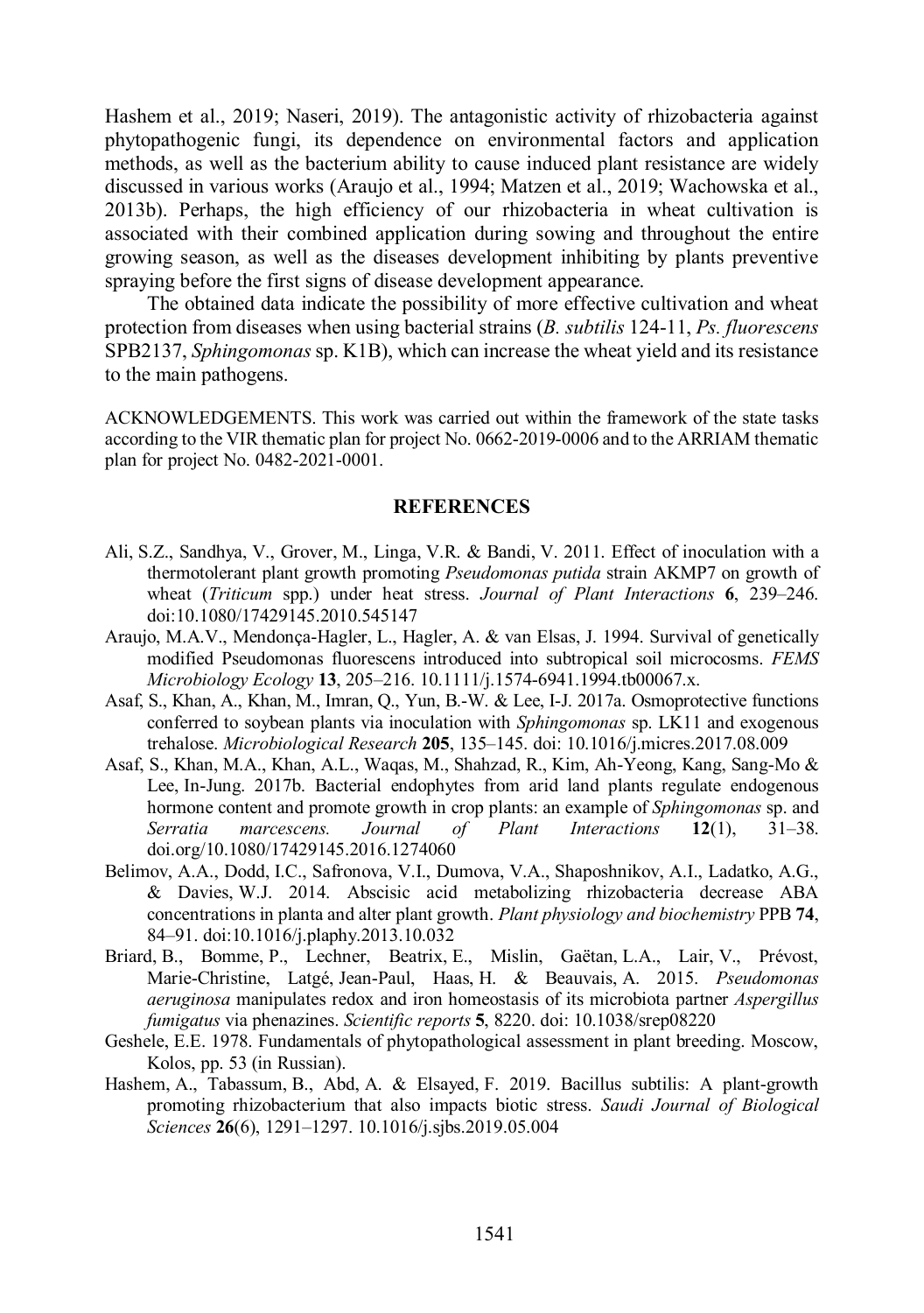Hashem et al., 2019; Naseri, 2019). The antagonistic activity of rhizobacteria against phytopathogenic fungi, its dependence on environmental factors and application methods, as well as the bacterium ability to cause induced plant resistance are widely discussed in various works (Araujo et al., 1994; Matzen et al., 2019; Wachowska et al., 2013b). Perhaps, the high efficiency of our rhizobacteria in wheat cultivation is associated with their combined application during sowing and throughout the entire growing season, as well as the diseases development inhibiting by plants preventive spraying before the first signs of disease development appearance.

The obtained data indicate the possibility of more effective cultivation and wheat protection from diseases when using bacterial strains (*B. subtilis* 124-11, *Ps. fluorescens* SPB2137, *Sphingomonas* sp. K1B), which can increase the wheat yield and its resistance to the main pathogens.

ACKNOWLEDGEMENTS. This work was carried out within the framework of the state tasks according to the VIR thematic plan for project No. 0662-2019-0006 and to the ARRIAM thematic plan for project No. 0482-2021-0001.

## REFERENCES

Ali, S.Z., Sandhya, V., Grover, M., Linga, V.R. & Bandi, V. 2011. Effect of inoculation with a thermotolerant plant growth promoting *Pseudomonas putida* strain AKMP7 on growth of wheat (*Triticum* spp.) under heat stress. *Journal of Plant Interactions* **6**, 239–246. doi:10.1080/17429145.2010.545147

Araujo, M.A.V., Mendonça-Hagler, L., Hagler, A. & van Elsas, J. 1994. Survival of genetically modified Pseudomonas fluorescens introduced into subtropical soil microcosms. *FEMS Microbiology Ecology* **13**, 205–216. 10.1111/j.1574-6941.1994.tb00067.x.

Asaf, S., Khan, A., Khan, M., Imran, Q., Yun, B.-W. & Lee, I-J. 2017a. Osmoprotective functions conferred to soybean plants via inoculation with *Sphingomonas* sp. LK11 and exogenous trehalose. *Microbiological Research* **205**, 135–145. doi: 10.1016/j.micres.2017.08.009

Asaf, S., Khan, M.A., Khan, A.L., Waqas, M., Shahzad, R., Kim, Ah-Yeong, Kang, Sang-Mo & Lee, In-Jung. 2017b. Bacterial endophytes from arid land plants regulate endogenous hormone content and promote growth in crop plants: an example of *Sphingomonas* sp. and *Serratia marcescens. Journal of Plant Interactions* **12**(1), 31–38. doi.org/10.1080/17429145.2016.1274060

Belimov, A.A., Dodd, I.C., Safronova, V.I., Dumova, V.A., Shaposhnikov, A.I., Ladatko, A.G., & Davies, W.J. 2014. Abscisic acid metabolizing rhizobacteria decrease ABA concentrations in planta and alter plant growth. *Plant physiology and biochemistry* PPB **74**, 84–91. doi:10.1016/j.plaphy.2013.10.032

Briard, B., Bomme, P., Lechner, Beatrix, E., Mislin, Gaëtan, L.A., Lair, V., Prévost, Marie-Christine, Latgé, Jean-Paul, Haas, H. & Beauvais, A. 2015. *Pseudomonas aeruginosa* manipulates redox and iron homeostasis of its microbiota partner *Aspergillus fumigatus* via phenazines. *Scientific reports* **5**, 8220. doi: 10.1038/srep08220

Geshele, E.E. 1978. Fundamentals of phytopathological assessment in plant breeding. Moscow, Kolos, pp. 53 (in Russian).

Hashem, A., Tabassum, B., Abd, A. & Elsayed, F. 2019. Bacillus subtilis: A plant-growth promoting rhizobacterium that also impacts biotic stress. *Saudi Journal of Biological Sciences* **26**(6), 1291–1297. 10.1016/j.sjbs.2019.05.004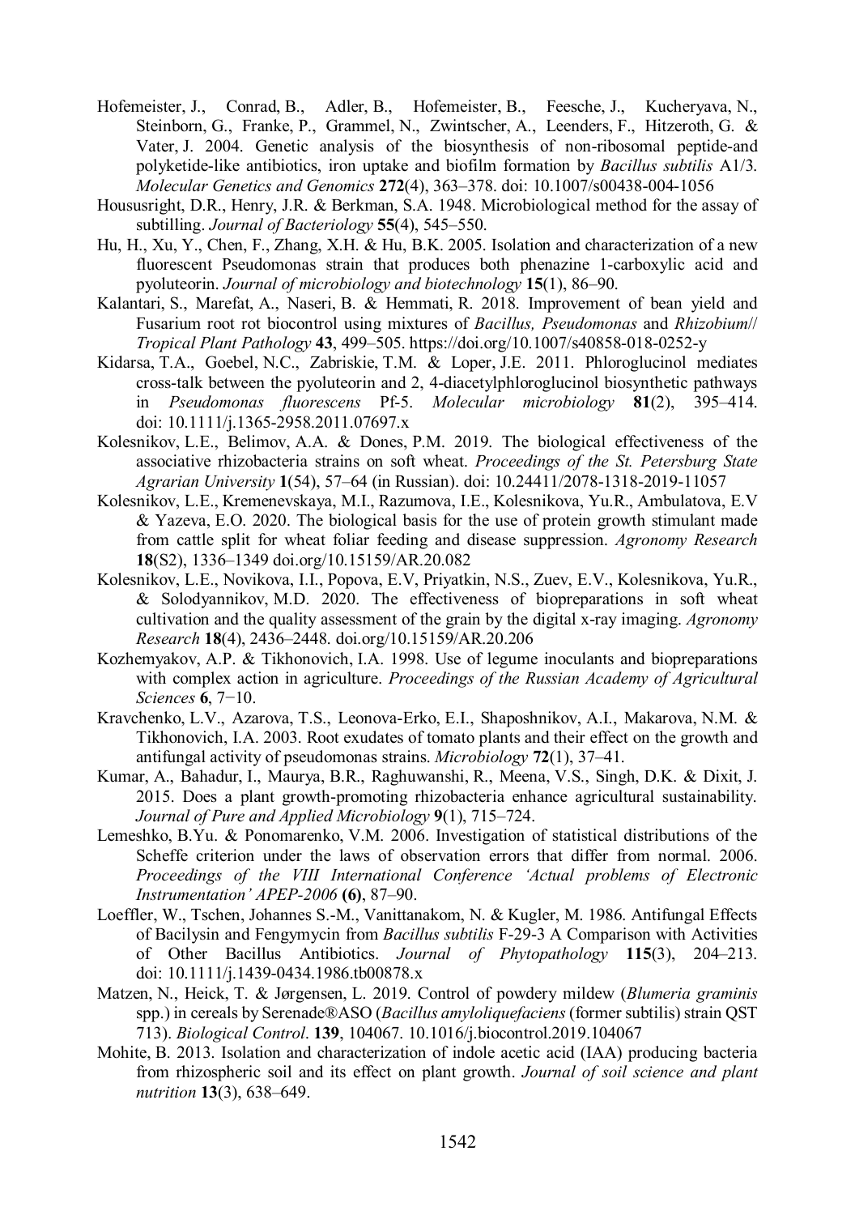Hofemeister, J., Conrad, B., Adler, B., Hofemeister, B., Feesche, J., Kucheryava, N., Steinborn, G., Franke, P., Grammel, N., Zwintscher, A., Leenders, F., Hitzeroth, G. & Vater, J. 2004. Genetic analysis of the biosynthesis of non-ribosomal peptide-and polyketide-like antibiotics, iron uptake and biofilm formation by *Bacillus subtilis* A1/3. *Molecular Genetics and Genomics* **272**(4), 363–378. doi: 10.1007/s00438-004-1056

Housusright, D.R., Henry, J.R. & Berkman, S.A. 1948. Microbiological method for the assay of subtilling. *Journal of Bacteriology* **55**(4), 545–550.

Hu, H., Xu, Y., Chen, F., Zhang, X.H. & Hu, B.K. 2005. Isolation and characterization of a new fluorescent Pseudomonas strain that produces both phenazine 1-carboxylic acid and pyoluteorin. *Journal of microbiology and biotechnology* **15**(1), 86–90.

Kalantari, S., Marefat, A., Naseri, B. & Hemmati, R. 2018. Improvement of bean yield and Fusarium root rot biocontrol using mixtures of *Bacillus, Pseudomonas* and *Rhizobium*// *Tropical Plant Pathology* **43**, 499–505. https://doi.org/10.1007/s40858-018-0252-y

Kidarsa, T.A., Goebel, N.C., Zabriskie, T.M. & Loper, J.E. 2011. Phloroglucinol mediates cross-talk between the pyoluteorin and 2, 4-diacetylphloroglucinol biosynthetic pathways in *Pseudomonas fluorescens* Pf-5. *Molecular microbiology* **81**(2), 395–414. doi: 10.1111/j.1365-2958.2011.07697.x

Kolesnikov, L.E., Belimov, A.A. & Dones, P.M. 2019. The biological effectiveness of the associative rhizobacteria strains on soft wheat. *Proceedings of the St. Petersburg State Agrarian University* **1**(54), 57–64 (in Russian). doi: 10.24411/2078-1318-2019-11057

Kolesnikov, L.E., Kremenevskaya, M.I., Razumova, I.E., Kolesnikova, Yu.R., Ambulatova, E.V & Yazeva, E.O. 2020. The biological basis for the use of protein growth stimulant made from cattle split for wheat foliar feeding and disease suppression. *Agronomy Research* **18**(S2), 1336–1349 doi.org/10.15159/AR.20.082

Kolesnikov, L.E., Novikova, I.I., Popova, E.V, Priyatkin, N.S., Zuev, E.V., Kolesnikova, Yu.R., & Solodyannikov, M.D. 2020. The effectiveness of biopreparations in soft wheat cultivation and the quality assessment of the grain by the digital x-ray imaging. *Agronomy Research* **18**(4), 2436–2448. doi.org/10.15159/AR.20.206

Kozhemyakov, A.P. & Tikhonovich, I.A. 1998. Use of legume inoculants and biopreparations with complex action in agriculture. *Proceedings of the Russian Academy of Agricultural Sciences* **6**, 7−10.

Kravchenko, L.V., Azarova, T.S., Leonova-Erko, E.I., Shaposhnikov, A.I., Makarova, N.M. & Tikhonovich, I.A. 2003. Root exudates of tomato plants and their effect on the growth and antifungal activity of pseudomonas strains. *Microbiology* **72**(1), 37–41.

Kumar, A., Bahadur, I., Maurya, B.R., Raghuwanshi, R., Meena, V.S., Singh, D.K. & Dixit, J. 2015. Does a plant growth-promoting rhizobacteria enhance agricultural sustainability. *Journal of Pure and Applied Microbiology* **9**(1), 715–724.

Lemeshko, B.Yu. & Ponomarenko, V.M. 2006. Investigation of statistical distributions of the Scheffe criterion under the laws of observation errors that differ from normal. 2006. *Proceedings of the VIII International Conference 'Actual problems of Electronic Instrumentation' APEP-2006* **(6)**, 87–90.

Loeffler, W., Tschen, Johannes S.-M., Vanittanakom, N. & Kugler, M. 1986. Antifungal Effects of Bacilysin and Fengymycin from *Bacillus subtilis* F-29-3 A Comparison with Activities of Other Bacillus Antibiotics. *Journal of Phytopathology* **115**(3), 204–213. doi: 10.1111/j.1439-0434.1986.tb00878.x

Matzen, N., Heick, T. & Jørgensen, L. 2019. Control of powdery mildew (*Blumeria graminis* spp.) in cereals by Serenade®ASO (*Bacillus amyloliquefaciens* (former subtilis) strain QST 713). *Biological Control*. **139**, 104067. 10.1016/j.biocontrol.2019.104067

Mohite, B. 2013. Isolation and characterization of indole acetic acid (IAA) producing bacteria from rhizospheric soil and its effect on plant growth. *Journal of soil science and plant nutrition* **13**(3), 638–649.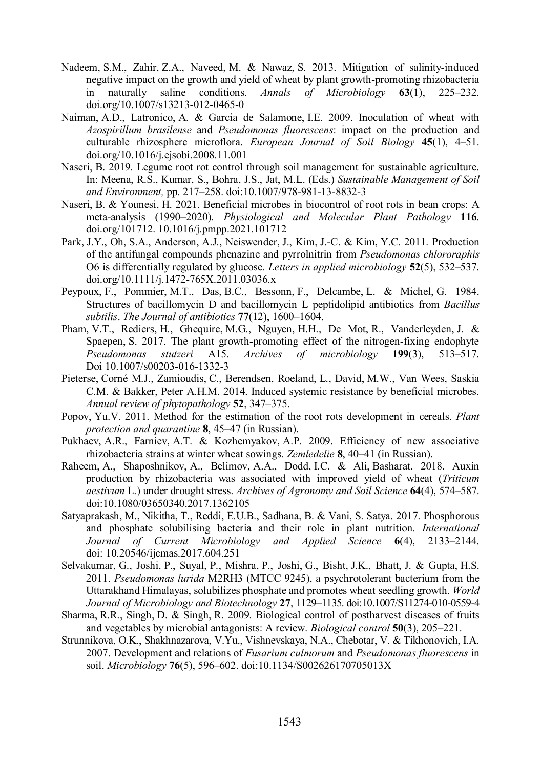Nadeem, S.M., Zahir, Z.A., Naveed, M. & Nawaz, S. 2013. Mitigation of salinity-induced negative impact on the growth and yield of wheat by plant growth-promoting rhizobacteria in naturally saline conditions. *Annals of Microbiology* **63**(1), 225–232. doi.org/10.1007/s13213-012-0465-0

Naiman, A.D., Latronico, A. & Garcia de Salamone, I.E. 2009. Inoculation of wheat with *Azospirillum brasilense* and *Pseudomonas fluorescens*: impact on the production and culturable rhizosphere microflora. *European Journal of Soil Biology* **45**(1), 4–51. doi.org/10.1016/j.ejsobi.2008.11.001

Naseri, B. 2019. Legume root rot control through soil management for sustainable agriculture. In: Meena, R.S., Kumar, S., Bohra, J.S., Jat, M.L. (Eds.) *Sustainable Management of Soil and Environment,* pp. 217–258. doi:10.1007/978-981-13-8832-3

Naseri, B. & Younesi, H. 2021. Beneficial microbes in biocontrol of root rots in bean crops: A meta-analysis (1990–2020). *Physiological and Molecular Plant Pathology* **116**. doi.org/101712. 10.1016/j.pmpp.2021.101712

Park, J.Y., Oh, S.A., Anderson, A.J., Neiswender, J., Kim, J.-C. & Kim, Y.C. 2011. Production of the antifungal compounds phenazine and pyrrolnitrin from *Pseudomonas chlororaphis* O6 is differentially regulated by glucose. *Letters in applied microbiology* **52**(5), 532–537. doi.org/10.1111/j.1472-765X.2011.03036.x

Peypoux, F., Pommier, M.T., Das, B.C., Bessonn, F., Delcambe, L. & Michel, G. 1984. Structures of bacillomycin D and bacillomycin L peptidolipid antibiotics from *Bacillus subtilis*. *The Journal of antibiotics* **77**(12), 1600–1604.

Pham, V.T., Rediers, H., Ghequire, M.G., Nguyen, H.H., De Mot, R., Vanderleyden, J. & Spaepen, S. 2017. The plant growth-promoting effect of the nitrogen-fixing endophyte *Pseudomonas stutzeri* A15. *Archives of microbiology* **199**(3), 513–517. Doi 10.1007/s00203-016-1332-3

Pieterse, Corné M.J., Zamioudis, C., Berendsen, Roeland, L., David, M.W., Van Wees, Saskia C.M. & Bakker, Peter A.H.M. 2014. Induced systemic resistance by beneficial microbes. *Annual review of phytopathology* **52**, 347–375.

Popov, Yu.V. 2011. Method for the estimation of the root rots development in cereals. *Plant protection and quarantine* **8**, 45–47 (in Russian).

Pukhaev, A.R., Farniev, A.T. & Kozhemyakov, A.P. 2009. Efficiency of new associative rhizobacteria strains at winter wheat sowings. *Zemledelie* **8**, 40–41 (in Russian).

Raheem, A., Shaposhnikov, A., Belimov, A.A., Dodd, I.C. & Ali, Basharat. 2018. Auxin production by rhizobacteria was associated with improved yield of wheat (*Triticum aestivum* L.) under drought stress. *Archives of Agronomy and Soil Science* **64**(4), 574–587. doi:10.1080/03650340.2017.1362105

Satyaprakash, M., Nikitha, T., Reddi, E.U.B., Sadhana, B. & Vani, S. Satya. 2017. Phosphorous and phosphate solubilising bacteria and their role in plant nutrition. *International Journal of Current Microbiology and Applied Science* **6**(4), 2133–2144. doi: 10.20546/ijcmas.2017.604.251

Selvakumar, G., Joshi, P., Suyal, P., Mishra, P., Joshi, G., Bisht, J.K., Bhatt, J. & Gupta, H.S. 2011. *Pseudomonas lurida* M2RH3 (MTCC 9245), a psychrotolerant bacterium from the Uttarakhand Himalayas, solubilizes phosphate and promotes wheat seedling growth. *World Journal of Microbiology and Biotechnology* **27**, 1129–1135. doi:10.1007/S11274-010-0559-4

Sharma, R.R., Singh, D. & Singh, R. 2009. Biological control of postharvest diseases of fruits and vegetables by microbial antagonists: A review. *Biological control* **50**(3), 205–221.

Strunnikova, O.K., Shakhnazarova, V.Yu., Vishnevskaya, N.A., Chebotar, V. & Tikhonovich, I.A. 2007. Development and relations of *Fusarium culmorum* and *Pseudomonas fluorescens* in soil. *Microbiology* **76**(5), 596–602. doi:10.1134/S002626170705013X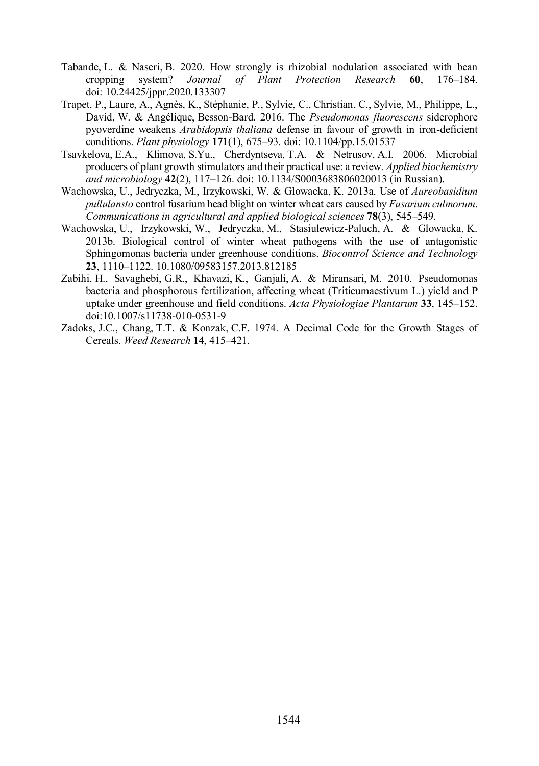Tabande, L. & Naseri, B. 2020. How strongly is rhizobial nodulation associated with bean cropping system? *Journal of Plant Protection Research* **60**, 176–184. doi: 10.24425/jppr.2020.133307

Trapet, P., Laure, A., Agnès, K., Stéphanie, P., Sylvie, C., Christian, C., Sylvie, M., Philippe, L., David, W. & Angélique, Besson-Bard. 2016. The *Pseudomonas fluorescens* siderophore pyoverdine weakens *Arabidopsis thaliana* defense in favour of growth in iron-deficient conditions. *Plant physiology* **171**(1), 675–93. doi: 10.1104/pp.15.01537

Tsavkelova, E.A., Klimova, S.Yu., Cherdyntseva, T.A. & Netrusov, A.I. 2006. Microbial producers of plant growth stimulators and their practical use: a review. *Applied biochemistry and microbiology* **42**(2), 117–126. doi: 10.1134/S0003683806020013 (in Russian).

Wachowska, U., Jedryczka, M., Irzykowski, W. & Glowacka, K. 2013a. Use of *Aureobasidium pullulansto* control fusarium head blight on winter wheat ears caused by *Fusarium culmorum*. *Communications in agricultural and applied biological sciences* **78**(3), 545–549.

Wachowska, U., Irzykowski, W., Jedryczka, M., Stasiulewicz-Paluch, A. & Glowacka, K. 2013b. Biological control of winter wheat pathogens with the use of antagonistic Sphingomonas bacteria under greenhouse conditions. *Biocontrol Science and Technology* **23**, 1110–1122. 10.1080/09583157.2013.812185

Zabihi, H., Savaghebi, G.R., Khavazi, K., Ganjali, A. & Miransari, M. 2010. Pseudomonas bacteria and phosphorous fertilization, affecting wheat (Triticumaestivum L.) yield and P uptake under greenhouse and field conditions. *Acta Physiologiae Plantarum* **33**, 145–152. doi:10.1007/s11738-010-0531-9

Zadoks, J.C., Chang, T.T. & Konzak, C.F. 1974. A Decimal Code for the Growth Stages of Cereals. *Weed Research* **14**, 415–421.